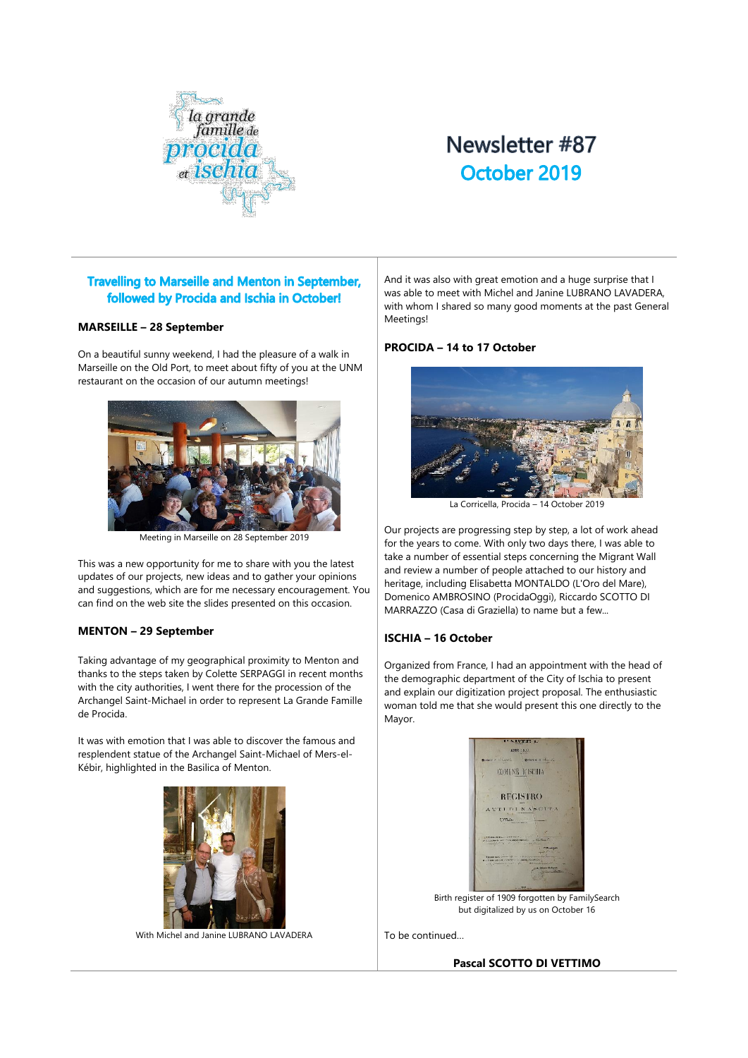# Newsletter #87

## October 2019

### Travelling to Marseille and Menton in September, followed by Procida and Ischia in October!

**MARSEILLE – 28 September**

On a beautiful sunny weekend, I had the pleasure of a walk in Marseille on the Old Port, to meet about fifty of you at the UNM restaurant on the occasion of our autumn meetings!

Meeting in Marseille on 28 September 2019

This was a new opportunity for me to share with you the latest updates of our projects, new ideas and to gather your opinions and suggestions, which are for me necessary encouragement. You can find on the web site the slides presented on this occasion.

**MENTON – 29 September**

Taking advantage of my geographical proximity to Menton and thanks to the steps taken by Colette SERPAGGI in recent months with the city authorities, I went there for the procession of the Archangel Saint-Michael in order to represent La Grande Famille de Procida.

It was with emotion that I was able to discover the famous and resplendent statue of the Archangel Saint-Michael of Mers-el-Kébir, highlighted in the Basilica of Menton.

With Michel and Janine LUBRANO LAVADERA

And it was also with great emotion and a huge surprise that I was able to meet with Michel and Janine LUBRANO LAVADERA, with whom I shared so many good moments at the past General Meetings!

**PROCIDA – 14 to 17 October**

La Corricella, Procida – 14 October 2019

Our projects are progressing step by step, a lot of work ahead for the years to come. With only two days there, I was able to take a number of essential steps concerning the Migrant Wall and review a number of people attached to our history and heritage, including Elisabetta MONTALDO (L'Oro del Mare), Domenico AMBROSINO (ProcidaOggi), Riccardo SCOTTO DI MARRAZZO (Casa di Graziella) to name but a few...

**ISCHIA – 16 October**

Organized from France, I had an appointment with the head of the demographic department of the City of Ischia to present and explain our digitization project proposal. The enthusiastic woman told me that she would present this one directly to the Mayor.

Birth register of 1909 forgotten by FamilySearch but digitalized by us on October 16

To be continued...

**Pascal SCOTTO DI VETTIMO**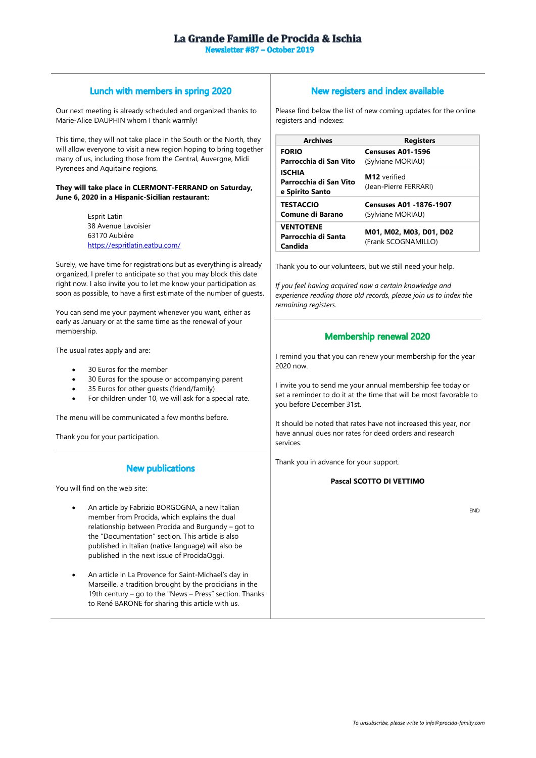# La Grande Famille de Procida & Ischia

## Newsletter #87 – October 2019

### Lunch with members in spring 2020

Our next meeting is already scheduled and organized thanks to Marie-Alice DAUPHIN whom I thank warmly!

This time, they will not take place in the South or the North, they will allow everyone to visit a new region hoping to bring together many of us, including those from the Central, Auvergne, Midi Pyrenees and Aquitaine regions.

**They will take place in CLERMONT-FERRAND on Saturday, June 6, 2020 in a Hispanic-Sicilian restaurant:**

Esprit Latin
38 Avenue Lavoisier
63170 Aubière
https://espritlatin.eatbu.com/

Surely, we have time for registrations but as everything is already organized, I prefer to anticipate so that you may block this date right now. I also invite you to let me know your participation as soon as possible, to have a first estimate of the number of guests.

You can send me your payment whenever you want, either as early as January or at the same time as the renewal of your membership.

The usual rates apply and are:

- 30 Euros for the member
- 30 Euros for the spouse or accompanying parent
- 35 Euros for other guests (friend/family)
- For children under 10, we will ask for a special rate.

The menu will be communicated a few months before.

Thank you for your participation.

### New publications

You will find on the web site:

- An article by Fabrizio BORGOGNA, a new Italian member from Procida, which explains the dual relationship between Procida and Burgundy – got to the "Documentation" section. This article is also published in Italian (native language) will also be published in the next issue of ProcidaOggi.

- An article in La Provence for Saint-Michael's day in Marseille, a tradition brought by the procidians in the 19th century – go to the "News – Press" section. Thanks to René BARONE for sharing this article with us.

### New registers and index available

Please find below the list of new coming updates for the online registers and indexes:

| Archives | Registers |
|---|---|
| **FORIO** **Parrocchia di San Vito** | **Censuses A01-1596** (Sylviane MORIAU) |
| **ISCHIA** **Parrocchia di San Vito e Spirito Santo** | **M12** verified (Jean-Pierre FERRARI) |
| **TESTACCIO** **Comune di Barano** | **Censuses A01 -1876-1907** (Sylviane MORIAU) |
| **VENTOTENE** **Parrocchia di Santa Candida** | **M01, M02, M03, D01, D02** (Frank SCOGNAMILLO) |

Thank you to our volunteers, but we still need your help.

*If you feel having acquired now a certain knowledge and experience reading those old records, please join us to index the remaining registers.*

### Membership renewal 2020

I remind you that you can renew your membership for the year 2020 now.

I invite you to send me your annual membership fee today or set a reminder to do it at the time that will be most favorable to you before December 31st.

It should be noted that rates have not increased this year, nor have annual dues nor rates for deed orders and research services.

Thank you in advance for your support.

**Pascal SCOTTO DI VETTIMO**

END

*To unsubscribe, please write to info@procida-family.com*